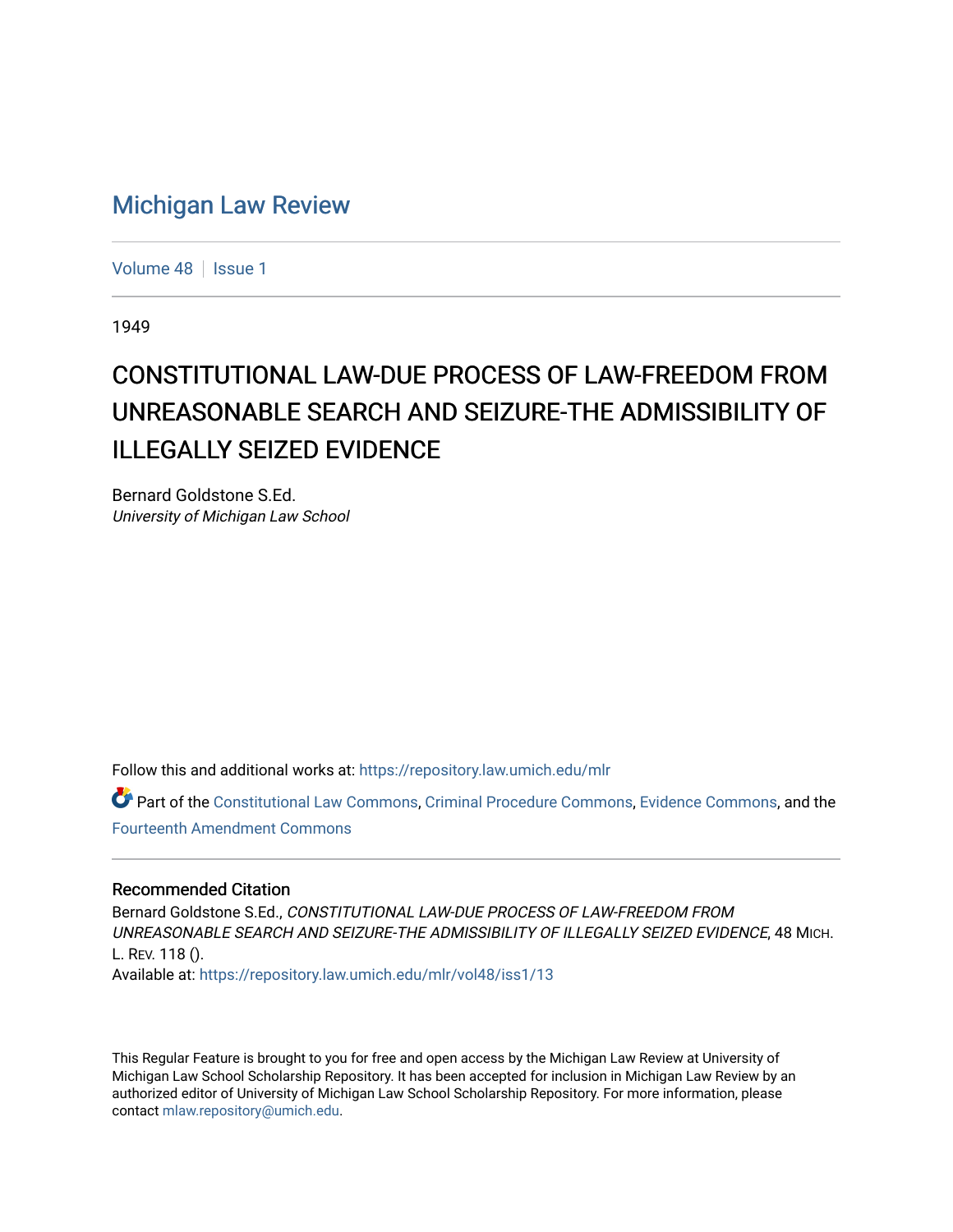# Michigan Law Review

Volume 48 | Issue 1

1949

## CONSTITUTIONAL LAW-DUE PROCESS OF LAW-FREEDOM FROM UNREASONABLE SEARCH AND SEIZURE-THE ADMISSIBILITY OF ILLEGALLY SEIZED EVIDENCE

Bernard Goldstone S.Ed.
*University of Michigan Law School*

Follow this and additional works at: https://repository.law.umich.edu/mlr

Part of the Constitutional Law Commons, Criminal Procedure Commons, Evidence Commons, and the Fourteenth Amendment Commons

### Recommended Citation

Bernard Goldstone S.Ed., *CONSTITUTIONAL LAW-DUE PROCESS OF LAW-FREEDOM FROM UNREASONABLE SEARCH AND SEIZURE-THE ADMISSIBILITY OF ILLEGALLY SEIZED EVIDENCE*, 48 MICH. L. REV. 118 ().
Available at: https://repository.law.umich.edu/mlr/vol48/iss1/13

This Regular Feature is brought to you for free and open access by the Michigan Law Review at University of Michigan Law School Scholarship Repository. It has been accepted for inclusion in Michigan Law Review by an authorized editor of University of Michigan Law School Scholarship Repository. For more information, please contact mlaw.repository@umich.edu.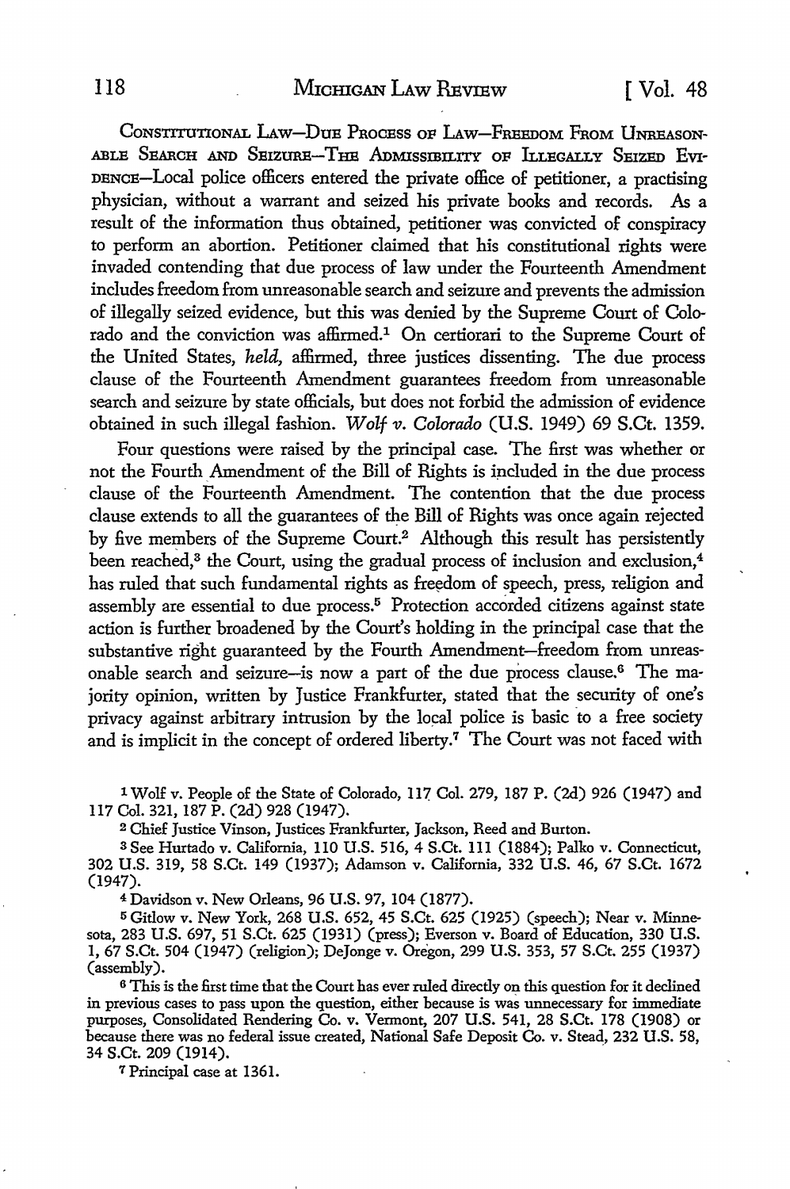CONSTITUTIONAL LAW—DUE PROCESS OF LAW—FREEDOM FROM UNREASONABLE SEARCH AND SEIZURE—THE ADMISSIBILITY OF ILLEGALLY SEIZED EVIDENCE—Local police officers entered the private office of petitioner, a practising physician, without a warrant and seized his private books and records. As a result of the information thus obtained, petitioner was convicted of conspiracy to perform an abortion. Petitioner claimed that his constitutional rights were invaded contending that due process of law under the Fourteenth Amendment includes freedom from unreasonable search and seizure and prevents the admission of illegally seized evidence, but this was denied by the Supreme Court of Colorado and the conviction was affirmed.[1] On certiorari to the Supreme Court of the United States, *held*, affirmed, three justices dissenting. The due process clause of the Fourteenth Amendment guarantees freedom from unreasonable search and seizure by state officials, but does not forbid the admission of evidence obtained in such illegal fashion. *Wolf v. Colorado* (U.S. 1949) 69 S.Ct. 1359.

Four questions were raised by the principal case. The first was whether or not the Fourth Amendment of the Bill of Rights is included in the due process clause of the Fourteenth Amendment. The contention that the due process clause extends to all the guarantees of the Bill of Rights was once again rejected by five members of the Supreme Court.[2] Although this result has persistently been reached,[3] the Court, using the gradual process of inclusion and exclusion,[4] has ruled that such fundamental rights as freedom of speech, press, religion and assembly are essential to due process.[5] Protection accorded citizens against state action is further broadened by the Court's holding in the principal case that the substantive right guaranteed by the Fourth Amendment—freedom from unreasonable search and seizure—is now a part of the due process clause.[6] The majority opinion, written by Justice Frankfurter, stated that the security of one's privacy against arbitrary intrusion by the local police is basic to a free society and is implicit in the concept of ordered liberty.[7] The Court was not faced with

[1] Wolf v. People of the State of Colorado, 117 Col. 279, 187 P. (2d) 926 (1947) and 117 Col. 321, 187 P. (2d) 928 (1947).

[2] Chief Justice Vinson, Justices Frankfurter, Jackson, Reed and Burton.

[3] See Hurtado v. California, 110 U.S. 516, 4 S.Ct. 111 (1884); Palko v. Connecticut, 302 U.S. 319, 58 S.Ct. 149 (1937); Adamson v. California, 332 U.S. 46, 67 S.Ct. 1672 (1947).

[4] Davidson v. New Orleans, 96 U.S. 97, 104 (1877).

[5] Gitlow v. New York, 268 U.S. 652, 45 S.Ct. 625 (1925) (speech); Near v. Minnesota, 283 U.S. 697, 51 S.Ct. 625 (1931) (press); Everson v. Board of Education, 330 U.S. 1, 67 S.Ct. 504 (1947) (religion); DeJonge v. Oregon, 299 U.S. 353, 57 S.Ct. 255 (1937) (assembly).

[6] This is the first time that the Court has ever ruled directly on this question for it declined in previous cases to pass upon the question, either because is was unnecessary for immediate purposes, Consolidated Rendering Co. v. Vermont, 207 U.S. 541, 28 S.Ct. 178 (1908) or because there was no federal issue created, National Safe Deposit Co. v. Stead, 232 U.S. 58, 34 S.Ct. 209 (1914).

[7] Principal case at 1361.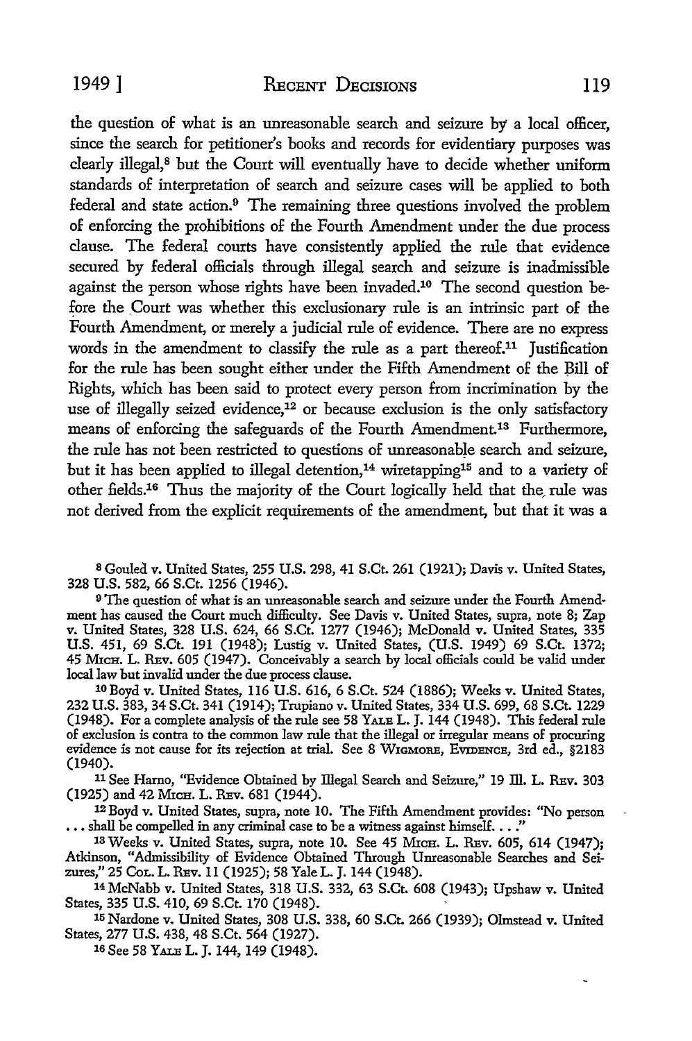the question of what is an unreasonable search and seizure by a local officer, since the search for petitioner's books and records for evidentiary purposes was clearly illegal,[8] but the Court will eventually have to decide whether uniform standards of interpretation of search and seizure cases will be applied to both federal and state action.[9] The remaining three questions involved the problem of enforcing the prohibitions of the Fourth Amendment under the due process clause. The federal courts have consistently applied the rule that evidence secured by federal officials through illegal search and seizure is inadmissible against the person whose rights have been invaded.[10] The second question before the Court was whether this exclusionary rule is an intrinsic part of the Fourth Amendment, or merely a judicial rule of evidence. There are no express words in the amendment to classify the rule as a part thereof.[11] Justification for the rule has been sought either under the Fifth Amendment of the Bill of Rights, which has been said to protect every person from incrimination by the use of illegally seized evidence,[12] or because exclusion is the only satisfactory means of enforcing the safeguards of the Fourth Amendment.[13] Furthermore, the rule has not been restricted to questions of unreasonable search and seizure, but it has been applied to illegal detention,[14] wiretapping[15] and to a variety of other fields.[16] Thus the majority of the Court logically held that the rule was not derived from the explicit requirements of the amendment, but that it was a

[8] Gouled v. United States, 255 U.S. 298, 41 S.Ct. 261 (1921); Davis v. United States, 328 U.S. 582, 66 S.Ct. 1256 (1946).

[9] The question of what is an unreasonable search and seizure under the Fourth Amendment has caused the Court much difficulty. See Davis v. United States, supra, note 8; Zap v. United States, 328 U.S. 624, 66 S.Ct. 1277 (1946); McDonald v. United States, 335 U.S. 451, 69 S.Ct. 191 (1948); Lustig v. United States, (U.S. 1949) 69 S.Ct. 1372; 45 MICH. L. REV. 605 (1947). Conceivably a search by local officials could be valid under local law but invalid under the due process clause.

[10] Boyd v. United States, 116 U.S. 616, 6 S.Ct. 524 (1886); Weeks v. United States, 232 U.S. 383, 34 S.Ct. 341 (1914); Trupiano v. United States, 334 U.S. 699, 68 S.Ct. 1229 (1948). For a complete analysis of the rule see 58 YALE L. J. 144 (1948). This federal rule of exclusion is contra to the common law rule that the illegal or irregular means of procuring evidence is not cause for its rejection at trial. See 8 WIGMORE, EVIDENCE, 3rd ed., §2183 (1940).

[11] See Harno, "Evidence Obtained by Illegal Search and Seizure," 19 Ill. L. REV. 303 (1925) and 42 MICH. L. REV. 681 (1944).

[12] Boyd v. United States, supra, note 10. The Fifth Amendment provides: "No person . . . shall be compelled in any criminal case to be a witness against himself. . . ."

[13] Weeks v. United States, supra, note 10. See 45 MICH. L. REV. 605, 614 (1947); Atkinson, "Admissibility of Evidence Obtained Through Unreasonable Searches and Seizures," 25 COL. L. REV. 11 (1925); 58 Yale L. J. 144 (1948).

[14] McNabb v. United States, 318 U.S. 332, 63 S.Ct. 608 (1943); Upshaw v. United States, 335 U.S. 410, 69 S.Ct. 170 (1948).

[15] Nardone v. United States, 308 U.S. 338, 60 S.Ct. 266 (1939); Olmstead v. United States, 277 U.S. 438, 48 S.Ct. 564 (1927).

[16] See 58 YALE L. J. 144, 149 (1948).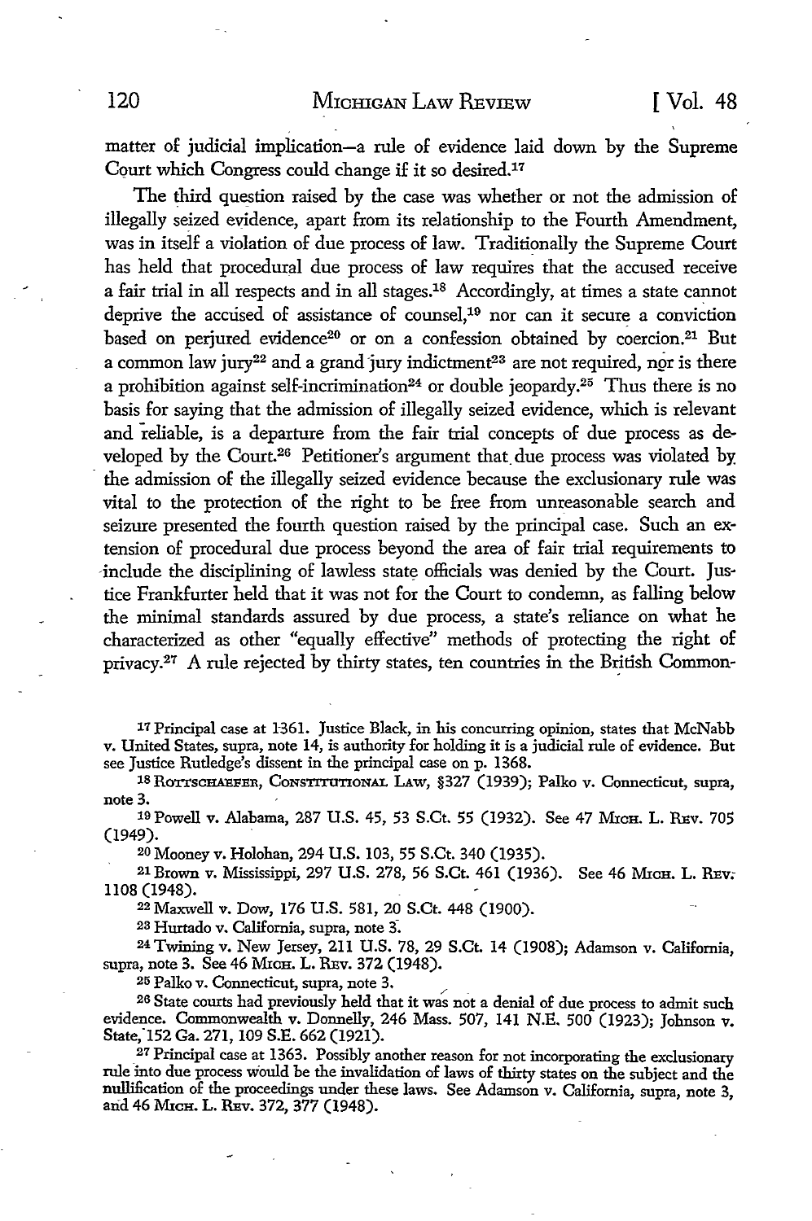matter of judicial implication—a rule of evidence laid down by the Supreme Court which Congress could change if it so desired.[17]

The third question raised by the case was whether or not the admission of illegally seized evidence, apart from its relationship to the Fourth Amendment, was in itself a violation of due process of law. Traditionally the Supreme Court has held that procedural due process of law requires that the accused receive a fair trial in all respects and in all stages.[18] Accordingly, at times a state cannot deprive the accused of assistance of counsel,[19] nor can it secure a conviction based on perjured evidence[20] or on a confession obtained by coercion.[21] But a common law jury[22] and a grand jury indictment[23] are not required, nor is there a prohibition against self-incrimination[24] or double jeopardy.[25] Thus there is no basis for saying that the admission of illegally seized evidence, which is relevant and reliable, is a departure from the fair trial concepts of due process as developed by the Court.[26] Petitioner's argument that due process was violated by the admission of the illegally seized evidence because the exclusionary rule was vital to the protection of the right to be free from unreasonable search and seizure presented the fourth question raised by the principal case. Such an extension of procedural due process beyond the area of fair trial requirements to include the disciplining of lawless state officials was denied by the Court. Justice Frankfurter held that it was not for the Court to condemn, as falling below the minimal standards assured by due process, a state's reliance on what he characterized as other "equally effective" methods of protecting the right of privacy.[27] A rule rejected by thirty states, ten countries in the British Common-

---

[17] Principal case at 1361. Justice Black, in his concurring opinion, states that McNabb v. United States, supra, note 14, is authority for holding it is a judicial rule of evidence. But see Justice Rutledge's dissent in the principal case on p. 1368.

[18] ROTTSCHAEFER, CONSTITUTIONAL LAW, §327 (1939); Palko v. Connecticut, supra, note 3.

[19] Powell v. Alabama, 287 U.S. 45, 53 S.Ct. 55 (1932). See 47 MICH. L. REV. 705 (1949).

[20] Mooney v. Holohan, 294 U.S. 103, 55 S.Ct. 340 (1935).

[21] Brown v. Mississippi, 297 U.S. 278, 56 S.Ct. 461 (1936). See 46 MICH. L. REV. 1108 (1948).

[22] Maxwell v. Dow, 176 U.S. 581, 20 S.Ct. 448 (1900).

[23] Hurtado v. California, supra, note 3.

[24] Twining v. New Jersey, 211 U.S. 78, 29 S.Ct. 14 (1908); Adamson v. California, supra, note 3. See 46 MICH. L. REV. 372 (1948).

[25] Palko v. Connecticut, supra, note 3.

[26] State courts had previously held that it was not a denial of due process to admit such evidence. Commonwealth v. Donnelly, 246 Mass. 507, 141 N.E. 500 (1923); Johnson v. State, 152 Ga. 271, 109 S.E. 662 (1921).

[27] Principal case at 1363. Possibly another reason for not incorporating the exclusionary rule into due process would be the invalidation of laws of thirty states on the subject and the nullification of the proceedings under these laws. See Adamson v. California, supra, note 3, and 46 MICH. L. REV. 372, 377 (1948).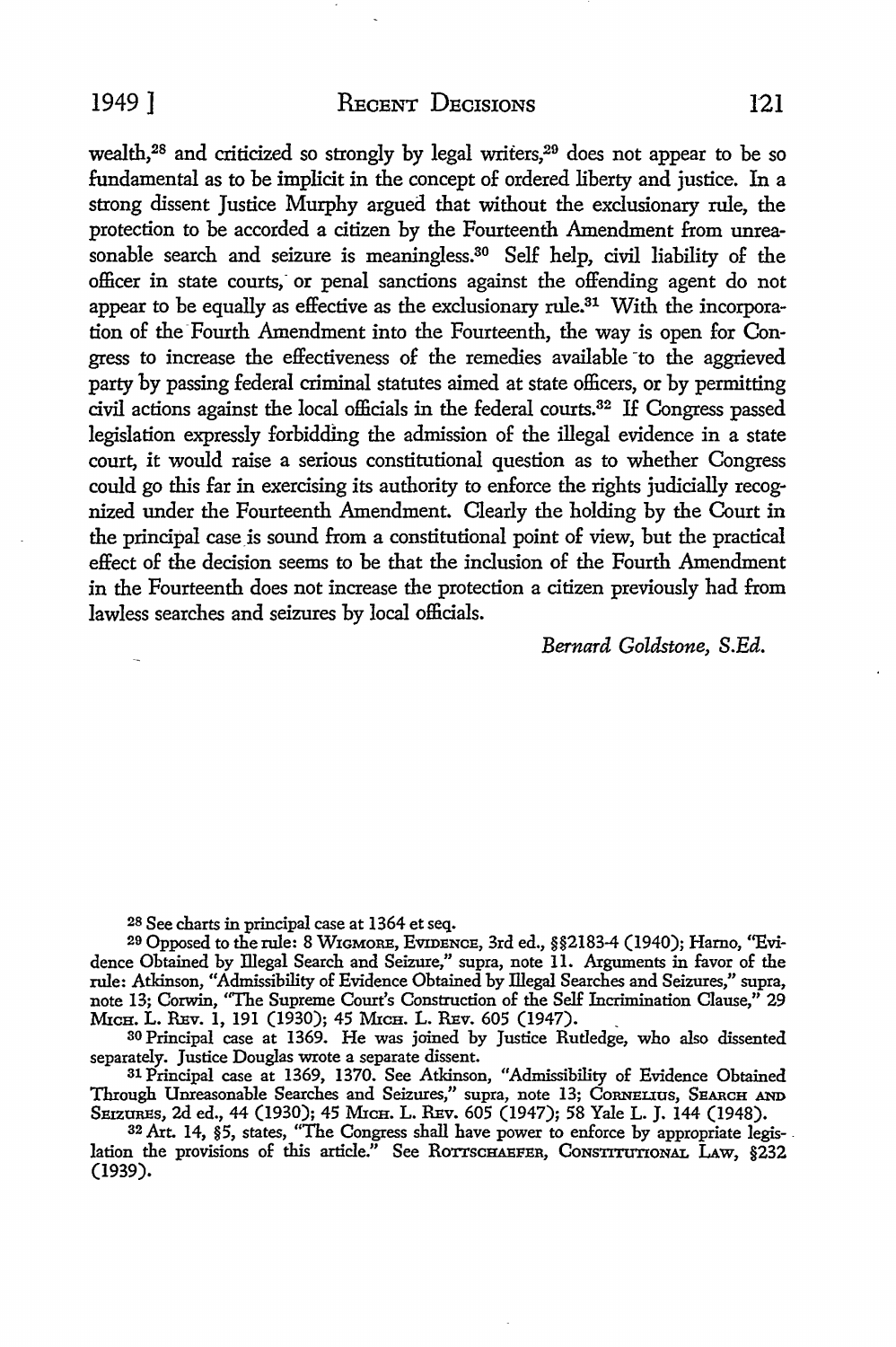wealth,[28] and criticized so strongly by legal writers,[29] does not appear to be so fundamental as to be implicit in the concept of ordered liberty and justice. In a strong dissent Justice Murphy argued that without the exclusionary rule, the protection to be accorded a citizen by the Fourteenth Amendment from unreasonable search and seizure is meaningless.[30] Self help, civil liability of the officer in state courts, or penal sanctions against the offending agent do not appear to be equally as effective as the exclusionary rule.[31] With the incorporation of the Fourth Amendment into the Fourteenth, the way is open for Congress to increase the effectiveness of the remedies available to the aggrieved party by passing federal criminal statutes aimed at state officers, or by permitting civil actions against the local officials in the federal courts.[32] If Congress passed legislation expressly forbidding the admission of the illegal evidence in a state court, it would raise a serious constitutional question as to whether Congress could go this far in exercising its authority to enforce the rights judicially recognized under the Fourteenth Amendment. Clearly the holding by the Court in the principal case is sound from a constitutional point of view, but the practical effect of the decision seems to be that the inclusion of the Fourth Amendment in the Fourteenth does not increase the protection a citizen previously had from lawless searches and seizures by local officials.

*Bernard Goldstone, S.Ed.*

---

[28] See charts in principal case at 1364 et seq.

[29] Opposed to the rule: 8 WIGMORE, EVIDENCE, 3rd ed., §§2183-4 (1940); Harno, "Evidence Obtained by Illegal Search and Seizure," supra, note 11. Arguments in favor of the rule: Atkinson, "Admissibility of Evidence Obtained by Illegal Searches and Seizures," supra, note 13; Corwin, "The Supreme Court's Construction of the Self Incrimination Clause," 29 MICH. L. REV. 1, 191 (1930); 45 MICH. L. REV. 605 (1947).

[30] Principal case at 1369. He was joined by Justice Rutledge, who also dissented separately. Justice Douglas wrote a separate dissent.

[31] Principal case at 1369, 1370. See Atkinson, "Admissibility of Evidence Obtained Through Unreasonable Searches and Seizures," supra, note 13; CORNELIUS, SEARCH AND SEIZURES, 2d ed., 44 (1930); 45 MICH. L. REV. 605 (1947); 58 Yale L. J. 144 (1948).

[32] Art. 14, §5, states, "The Congress shall have power to enforce by appropriate legislation the provisions of this article." See ROTTSCHAEFER, CONSTITUTIONAL LAW, §232 (1939).